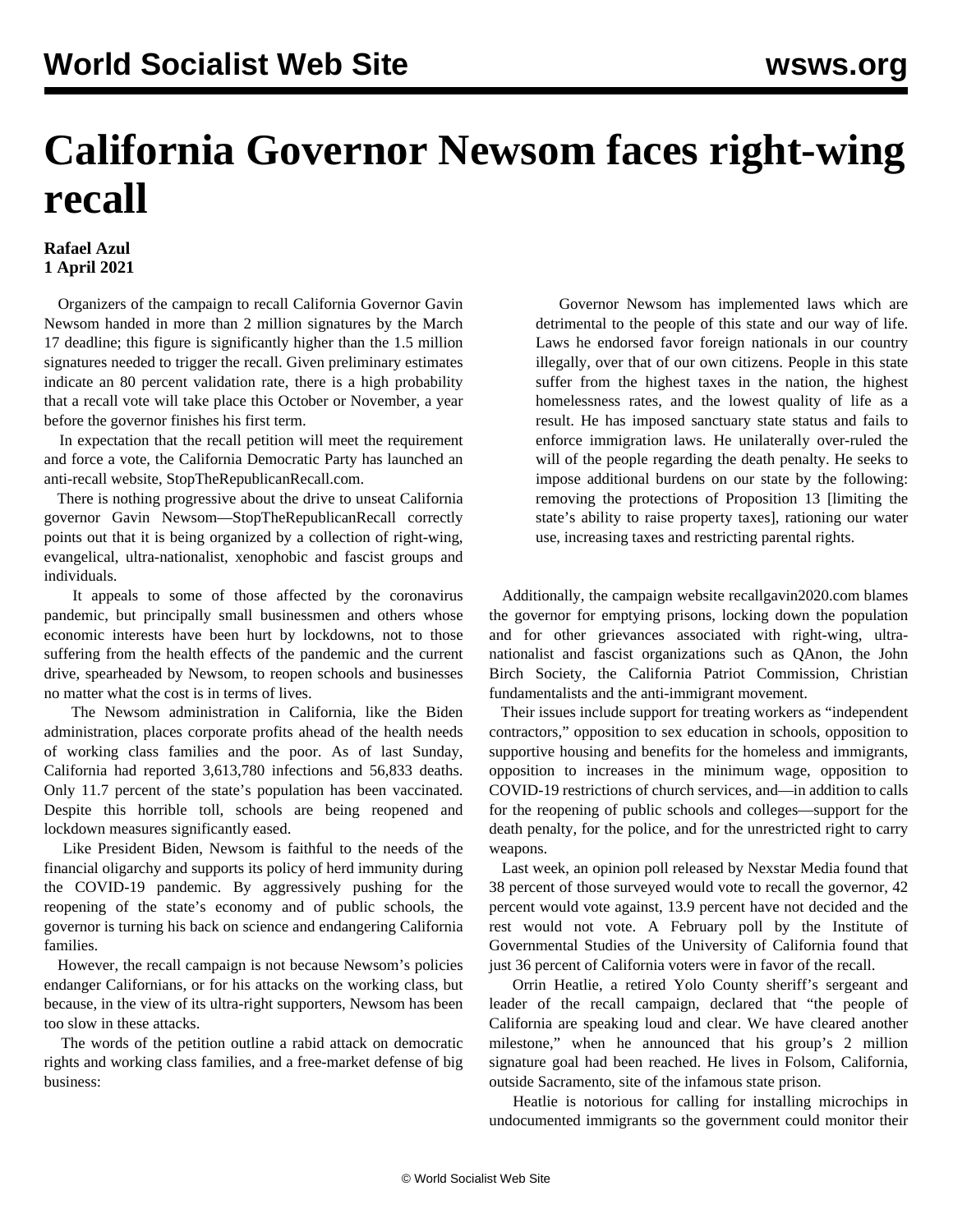# California Governor Newsom faces right-wing recall

**Rafael Azul**
**1 April 2021**

Organizers of the campaign to recall California Governor Gavin Newsom handed in more than 2 million signatures by the March 17 deadline; this figure is significantly higher than the 1.5 million signatures needed to trigger the recall. Given preliminary estimates indicate an 80 percent validation rate, there is a high probability that a recall vote will take place this October or November, a year before the governor finishes his first term.

In expectation that the recall petition will meet the requirement and force a vote, the California Democratic Party has launched an anti-recall website, StopTheRepublicanRecall.com.

There is nothing progressive about the drive to unseat California governor Gavin Newsom—StopTheRepublicanRecall correctly points out that it is being organized by a collection of right-wing, evangelical, ultra-nationalist, xenophobic and fascist groups and individuals.

It appeals to some of those affected by the coronavirus pandemic, but principally small businessmen and others whose economic interests have been hurt by lockdowns, not to those suffering from the health effects of the pandemic and the current drive, spearheaded by Newsom, to reopen schools and businesses no matter what the cost is in terms of lives.

The Newsom administration in California, like the Biden administration, places corporate profits ahead of the health needs of working class families and the poor. As of last Sunday, California had reported 3,613,780 infections and 56,833 deaths. Only 11.7 percent of the state's population has been vaccinated. Despite this horrible toll, schools are being reopened and lockdown measures significantly eased.

Like President Biden, Newsom is faithful to the needs of the financial oligarchy and supports its policy of herd immunity during the COVID-19 pandemic. By aggressively pushing for the reopening of the state's economy and of public schools, the governor is turning his back on science and endangering California families.

However, the recall campaign is not because Newsom's policies endanger Californians, or for his attacks on the working class, but because, in the view of its ultra-right supporters, Newsom has been too slow in these attacks.

The words of the petition outline a rabid attack on democratic rights and working class families, and a free-market defense of big business:

> Governor Newsom has implemented laws which are detrimental to the people of this state and our way of life. Laws he endorsed favor foreign nationals in our country illegally, over that of our own citizens. People in this state suffer from the highest taxes in the nation, the highest homelessness rates, and the lowest quality of life as a result. He has imposed sanctuary state status and fails to enforce immigration laws. He unilaterally over-ruled the will of the people regarding the death penalty. He seeks to impose additional burdens on our state by the following: removing the protections of Proposition 13 [limiting the state's ability to raise property taxes], rationing our water use, increasing taxes and restricting parental rights.

Additionally, the campaign website recallgavin2020.com blames the governor for emptying prisons, locking down the population and for other grievances associated with right-wing, ultra-nationalist and fascist organizations such as QAnon, the John Birch Society, the California Patriot Commission, Christian fundamentalists and the anti-immigrant movement.

Their issues include support for treating workers as "independent contractors," opposition to sex education in schools, opposition to supportive housing and benefits for the homeless and immigrants, opposition to increases in the minimum wage, opposition to COVID-19 restrictions of church services, and—in addition to calls for the reopening of public schools and colleges—support for the death penalty, for the police, and for the unrestricted right to carry weapons.

Last week, an opinion poll released by Nexstar Media found that 38 percent of those surveyed would vote to recall the governor, 42 percent would vote against, 13.9 percent have not decided and the rest would not vote. A February poll by the Institute of Governmental Studies of the University of California found that just 36 percent of California voters were in favor of the recall.

Orrin Heatlie, a retired Yolo County sheriff's sergeant and leader of the recall campaign, declared that "the people of California are speaking loud and clear. We have cleared another milestone," when he announced that his group's 2 million signature goal had been reached. He lives in Folsom, California, outside Sacramento, site of the infamous state prison.

Heatlie is notorious for calling for installing microchips in undocumented immigrants so the government could monitor their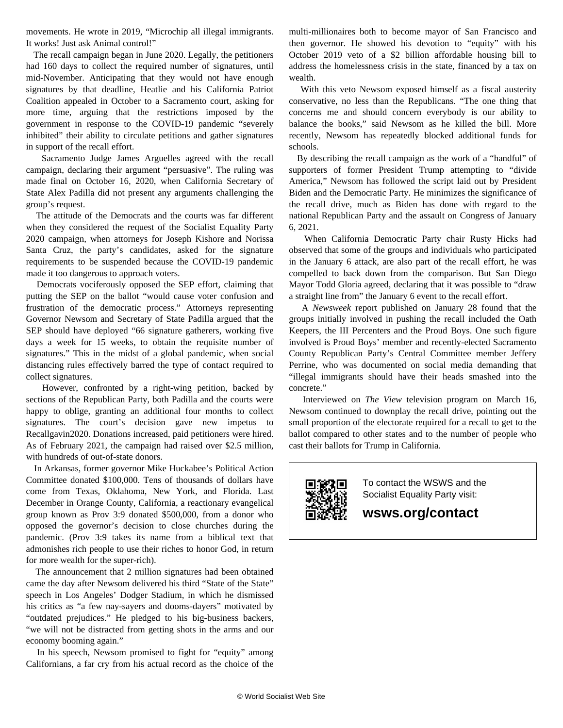movements. He wrote in 2019, "Microchip all illegal immigrants. It works! Just ask Animal control!"

The recall campaign began in June 2020. Legally, the petitioners had 160 days to collect the required number of signatures, until mid-November. Anticipating that they would not have enough signatures by that deadline, Heatlie and his California Patriot Coalition appealed in October to a Sacramento court, asking for more time, arguing that the restrictions imposed by the government in response to the COVID-19 pandemic "severely inhibited" their ability to circulate petitions and gather signatures in support of the recall effort.

Sacramento Judge James Arguelles agreed with the recall campaign, declaring their argument "persuasive". The ruling was made final on October 16, 2020, when California Secretary of State Alex Padilla did not present any arguments challenging the group's request.

The attitude of the Democrats and the courts was far different when they considered the request of the Socialist Equality Party 2020 campaign, when attorneys for Joseph Kishore and Norissa Santa Cruz, the party's candidates, asked for the signature requirements to be suspended because the COVID-19 pandemic made it too dangerous to approach voters.

Democrats vociferously opposed the SEP effort, claiming that putting the SEP on the ballot "would cause voter confusion and frustration of the democratic process." Attorneys representing Governor Newsom and Secretary of State Padilla argued that the SEP should have deployed "66 signature gatherers, working five days a week for 15 weeks, to obtain the requisite number of signatures." This in the midst of a global pandemic, when social distancing rules effectively barred the type of contact required to collect signatures.

However, confronted by a right-wing petition, backed by sections of the Republican Party, both Padilla and the courts were happy to oblige, granting an additional four months to collect signatures. The court's decision gave new impetus to Recallgavin2020. Donations increased, paid petitioners were hired. As of February 2021, the campaign had raised over $2.5 million, with hundreds of out-of-state donors.

In Arkansas, former governor Mike Huckabee's Political Action Committee donated $100,000. Tens of thousands of dollars have come from Texas, Oklahoma, New York, and Florida. Last December in Orange County, California, a reactionary evangelical group known as Prov 3:9 donated $500,000, from a donor who opposed the governor's decision to close churches during the pandemic. (Prov 3:9 takes its name from a biblical text that admonishes rich people to use their riches to honor God, in return for more wealth for the super-rich).

The announcement that 2 million signatures had been obtained came the day after Newsom delivered his third "State of the State" speech in Los Angeles' Dodger Stadium, in which he dismissed his critics as "a few nay-sayers and dooms-dayers" motivated by "outdated prejudices." He pledged to his big-business backers, "we will not be distracted from getting shots in the arms and our economy booming again."

In his speech, Newsom promised to fight for "equity" among Californians, a far cry from his actual record as the choice of the multi-millionaires both to become mayor of San Francisco and then governor. He showed his devotion to "equity" with his October 2019 veto of a $2 billion affordable housing bill to address the homelessness crisis in the state, financed by a tax on wealth.

With this veto Newsom exposed himself as a fiscal austerity conservative, no less than the Republicans. "The one thing that concerns me and should concern everybody is our ability to balance the books," said Newsom as he killed the bill. More recently, Newsom has repeatedly blocked additional funds for schools.

By describing the recall campaign as the work of a "handful" of supporters of former President Trump attempting to "divide America," Newsom has followed the script laid out by President Biden and the Democratic Party. He minimizes the significance of the recall drive, much as Biden has done with regard to the national Republican Party and the assault on Congress of January 6, 2021.

When California Democratic Party chair Rusty Hicks had observed that some of the groups and individuals who participated in the January 6 attack, are also part of the recall effort, he was compelled to back down from the comparison. But San Diego Mayor Todd Gloria agreed, declaring that it was possible to "draw a straight line from" the January 6 event to the recall effort.

A *Newsweek* report published on January 28 found that the groups initially involved in pushing the recall included the Oath Keepers, the III Percenters and the Proud Boys. One such figure involved is Proud Boys' member and recently-elected Sacramento County Republican Party's Central Committee member Jeffery Perrine, who was documented on social media demanding that "illegal immigrants should have their heads smashed into the concrete."

Interviewed on *The View* television program on March 16, Newsom continued to downplay the recall drive, pointing out the small proportion of the electorate required for a recall to get to the ballot compared to other states and to the number of people who cast their ballots for Trump in California.

To contact the WSWS and the Socialist Equality Party visit:

**wsws.org/contact**